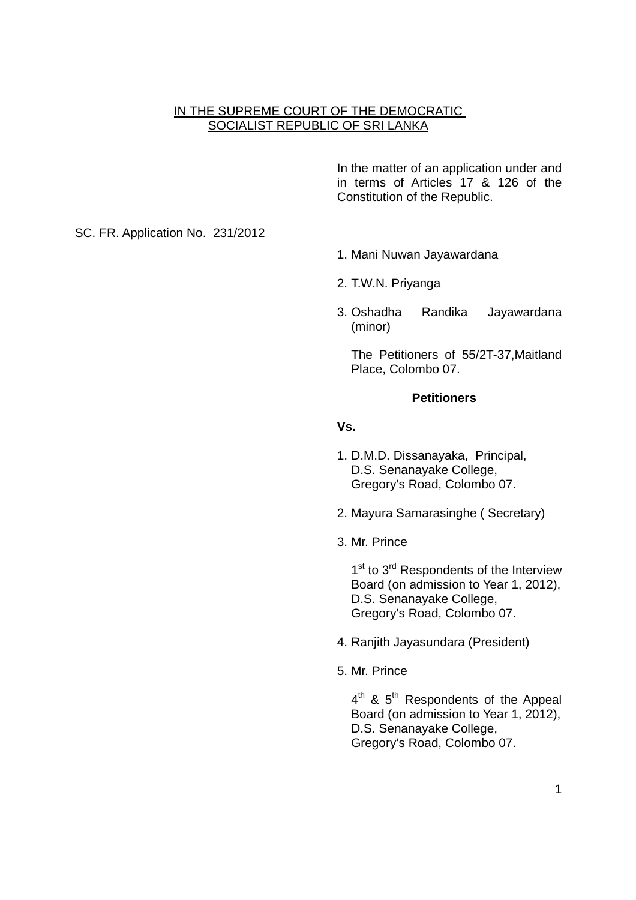IN THE SUPREME COURT OF THE DEMOCRATIC SOCIALIST REPUBLIC OF SRI LANKA

In the matter of an application under and in terms of Articles 17 & 126 of the Constitution of the Republic.

SC. FR. Application No. 231/2012

1. Mani Nuwan Jayawardana
2. T.W.N. Priyanga
3. Oshadha Randika Jayawardana (minor)

   The Petitioners of 55/2T-37,Maitland Place, Colombo 07.

**Petitioners**

**Vs.**

1. D.M.D. Dissanayaka, Principal, D.S. Senanayake College, Gregory's Road, Colombo 07.
2. Mayura Samarasinghe ( Secretary)
3. Mr. Prince

   1st to 3rd Respondents of the Interview Board (on admission to Year 1, 2012), D.S. Senanayake College, Gregory's Road, Colombo 07.

4. Ranjith Jayasundara (President)
5. Mr. Prince

   4th & 5th Respondents of the Appeal Board (on admission to Year 1, 2012), D.S. Senanayake College, Gregory's Road, Colombo 07.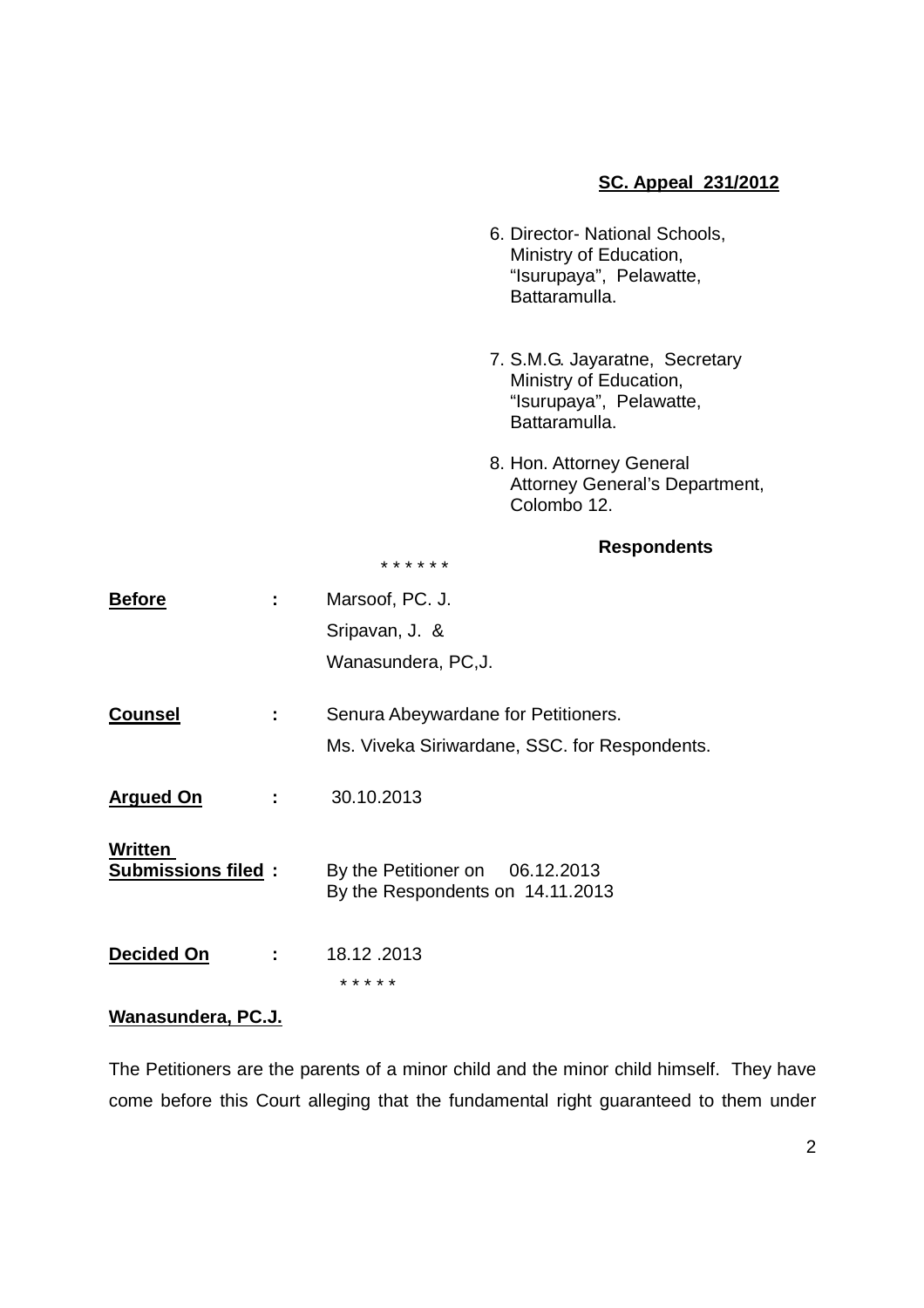**SC. Appeal 231/2012**

6. Director- National Schools,
   Ministry of Education,
   "Isurupaya", Pelawatte,
   Battaramulla.

7. S.M.G. Jayaratne, Secretary
   Ministry of Education,
   "Isurupaya", Pelawatte,
   Battaramulla.

8. Hon. Attorney General
   Attorney General's Department,
   Colombo 12.

**Respondents**

\* \* \* \* \* \*

**Before** : Marsoof, PC. J.
Sripavan, J. &
Wanasundera, PC,J.

**Counsel** : Senura Abeywardane for Petitioners.
Ms. Viveka Siriwardane, SSC. for Respondents.

**Argued On** : 30.10.2013

**Written Submissions filed** : By the Petitioner on 06.12.2013
By the Respondents on 14.11.2013

**Decided On** : 18.12 .2013

\* \* \* \* \*

**Wanasundera, PC.J.**

The Petitioners are the parents of a minor child and the minor child himself. They have come before this Court alleging that the fundamental right guaranteed to them under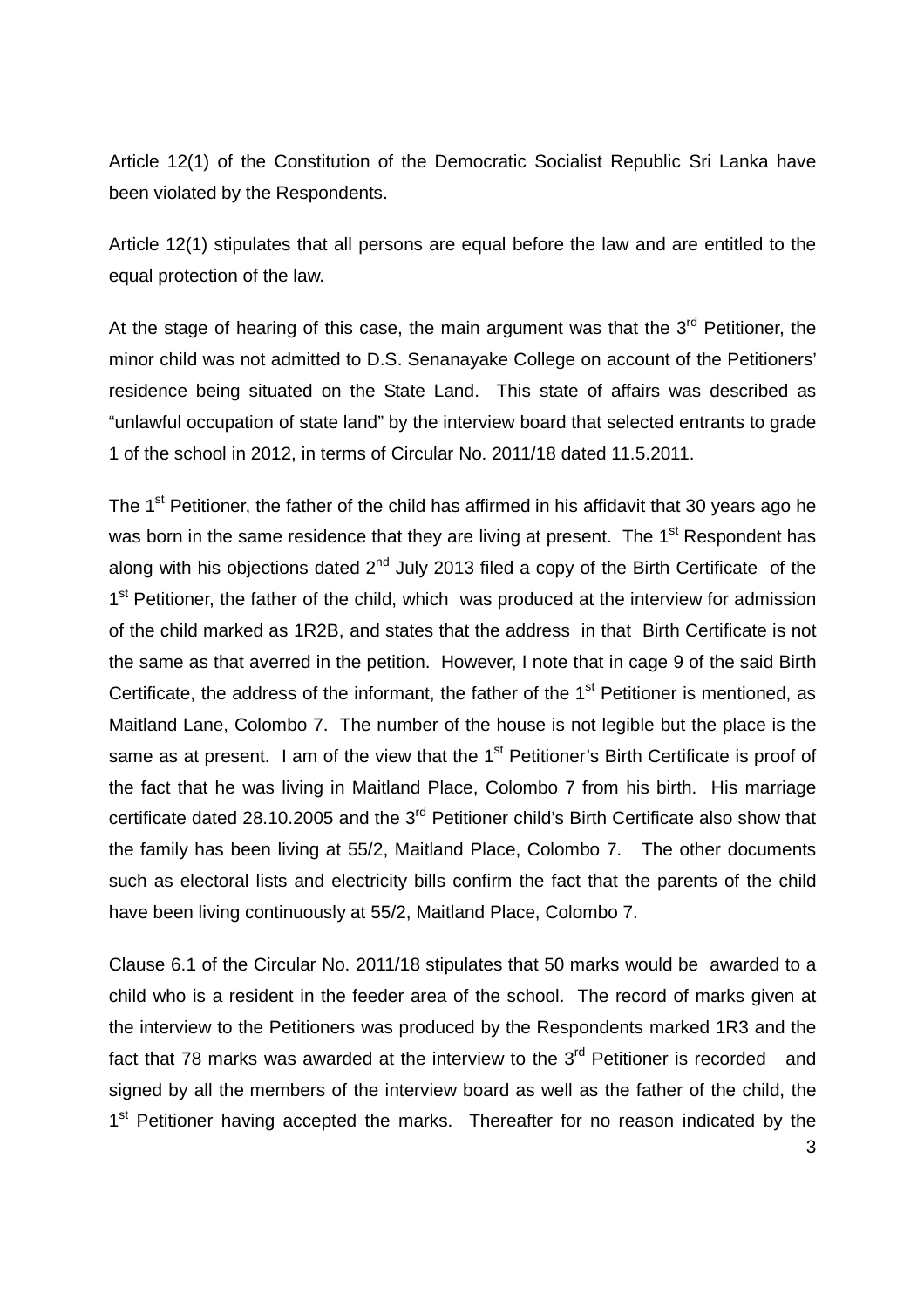Article 12(1) of the Constitution of the Democratic Socialist Republic Sri Lanka have been violated by the Respondents.

Article 12(1) stipulates that all persons are equal before the law and are entitled to the equal protection of the law.

At the stage of hearing of this case, the main argument was that the 3rd Petitioner, the minor child was not admitted to D.S. Senanayake College on account of the Petitioners' residence being situated on the State Land. This state of affairs was described as "unlawful occupation of state land" by the interview board that selected entrants to grade 1 of the school in 2012, in terms of Circular No. 2011/18 dated 11.5.2011.

The 1st Petitioner, the father of the child has affirmed in his affidavit that 30 years ago he was born in the same residence that they are living at present. The 1st Respondent has along with his objections dated 2nd July 2013 filed a copy of the Birth Certificate of the 1st Petitioner, the father of the child, which was produced at the interview for admission of the child marked as 1R2B, and states that the address in that Birth Certificate is not the same as that averred in the petition. However, I note that in cage 9 of the said Birth Certificate, the address of the informant, the father of the 1st Petitioner is mentioned, as Maitland Lane, Colombo 7. The number of the house is not legible but the place is the same as at present. I am of the view that the 1st Petitioner's Birth Certificate is proof of the fact that he was living in Maitland Place, Colombo 7 from his birth. His marriage certificate dated 28.10.2005 and the 3rd Petitioner child's Birth Certificate also show that the family has been living at 55/2, Maitland Place, Colombo 7. The other documents such as electoral lists and electricity bills confirm the fact that the parents of the child have been living continuously at 55/2, Maitland Place, Colombo 7.

Clause 6.1 of the Circular No. 2011/18 stipulates that 50 marks would be awarded to a child who is a resident in the feeder area of the school. The record of marks given at the interview to the Petitioners was produced by the Respondents marked 1R3 and the fact that 78 marks was awarded at the interview to the 3rd Petitioner is recorded and signed by all the members of the interview board as well as the father of the child, the 1st Petitioner having accepted the marks. Thereafter for no reason indicated by the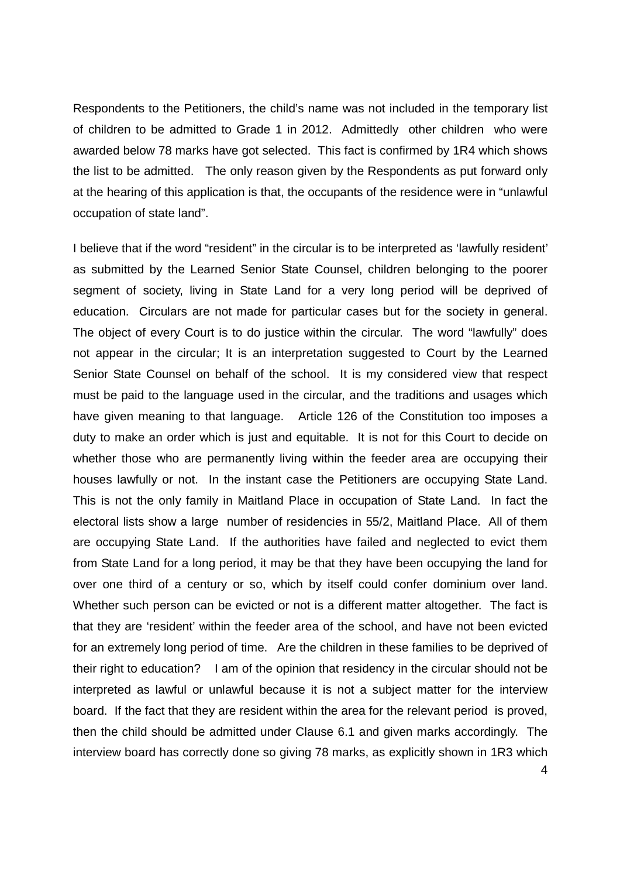Respondents to the Petitioners, the child's name was not included in the temporary list of children to be admitted to Grade 1 in 2012. Admittedly other children who were awarded below 78 marks have got selected. This fact is confirmed by 1R4 which shows the list to be admitted. The only reason given by the Respondents as put forward only at the hearing of this application is that, the occupants of the residence were in "unlawful occupation of state land".

I believe that if the word "resident" in the circular is to be interpreted as 'lawfully resident' as submitted by the Learned Senior State Counsel, children belonging to the poorer segment of society, living in State Land for a very long period will be deprived of education. Circulars are not made for particular cases but for the society in general. The object of every Court is to do justice within the circular. The word "lawfully" does not appear in the circular; It is an interpretation suggested to Court by the Learned Senior State Counsel on behalf of the school. It is my considered view that respect must be paid to the language used in the circular, and the traditions and usages which have given meaning to that language. Article 126 of the Constitution too imposes a duty to make an order which is just and equitable. It is not for this Court to decide on whether those who are permanently living within the feeder area are occupying their houses lawfully or not. In the instant case the Petitioners are occupying State Land. This is not the only family in Maitland Place in occupation of State Land. In fact the electoral lists show a large number of residencies in 55/2, Maitland Place. All of them are occupying State Land. If the authorities have failed and neglected to evict them from State Land for a long period, it may be that they have been occupying the land for over one third of a century or so, which by itself could confer dominium over land. Whether such person can be evicted or not is a different matter altogether. The fact is that they are 'resident' within the feeder area of the school, and have not been evicted for an extremely long period of time. Are the children in these families to be deprived of their right to education? I am of the opinion that residency in the circular should not be interpreted as lawful or unlawful because it is not a subject matter for the interview board. If the fact that they are resident within the area for the relevant period is proved, then the child should be admitted under Clause 6.1 and given marks accordingly. The interview board has correctly done so giving 78 marks, as explicitly shown in 1R3 which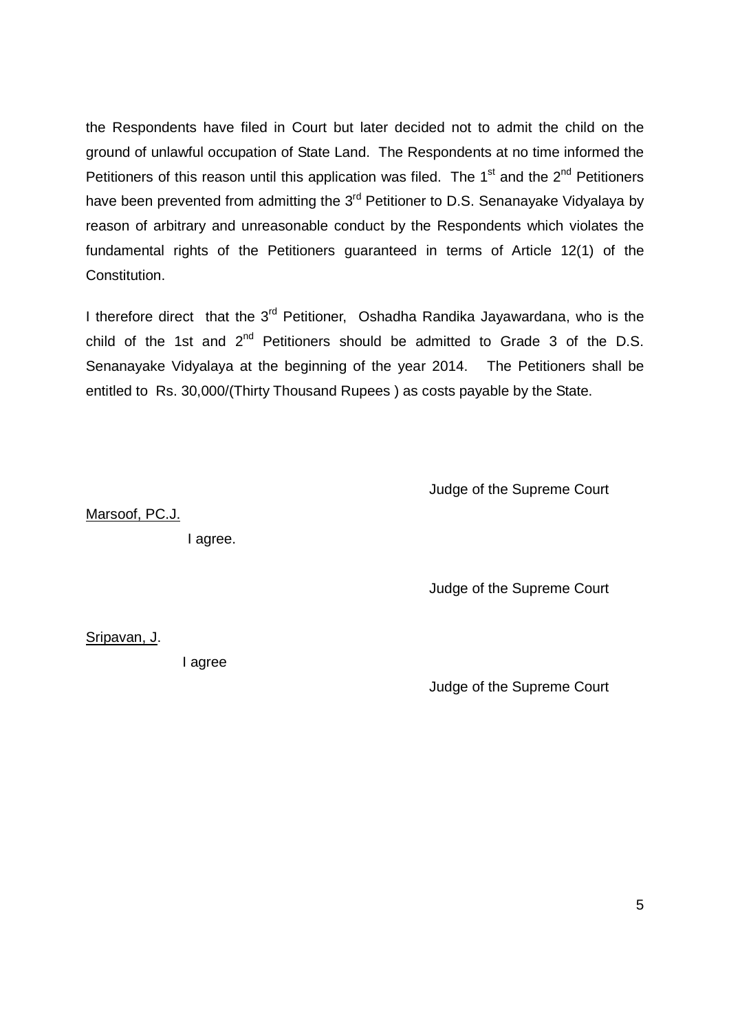the Respondents have filed in Court but later decided not to admit the child on the ground of unlawful occupation of State Land. The Respondents at no time informed the Petitioners of this reason until this application was filed. The 1st and the 2nd Petitioners have been prevented from admitting the 3rd Petitioner to D.S. Senanayake Vidyalaya by reason of arbitrary and unreasonable conduct by the Respondents which violates the fundamental rights of the Petitioners guaranteed in terms of Article 12(1) of the Constitution.

I therefore direct that the 3rd Petitioner, Oshadha Randika Jayawardana, who is the child of the 1st and 2nd Petitioners should be admitted to Grade 3 of the D.S. Senanayake Vidyalaya at the beginning of the year 2014. The Petitioners shall be entitled to Rs. 30,000/(Thirty Thousand Rupees ) as costs payable by the State.

Judge of the Supreme Court

Marsoof, PC.J.

I agree.

Judge of the Supreme Court

Sripavan, J.

I agree

Judge of the Supreme Court